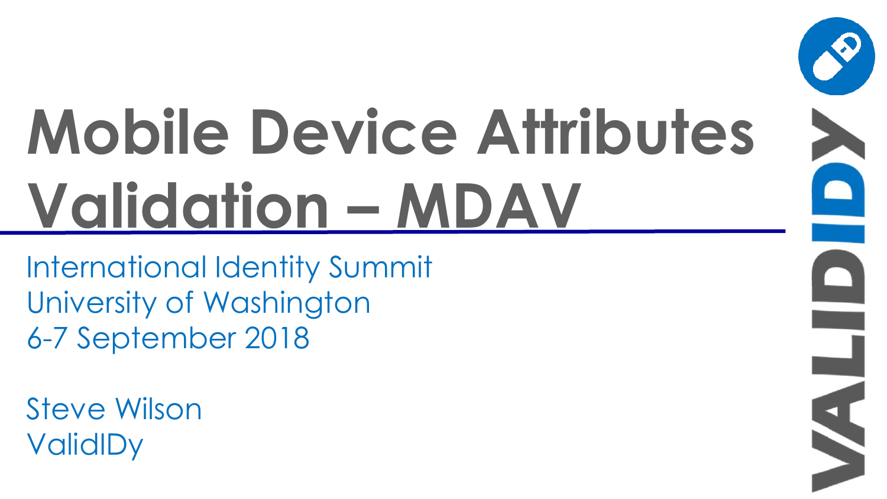# Mobile Device Attributes Validation – MDAV

International Identity Summit
University of Washington
6-7 September 2018

Steve Wilson
ValidIDy

VALIDIDY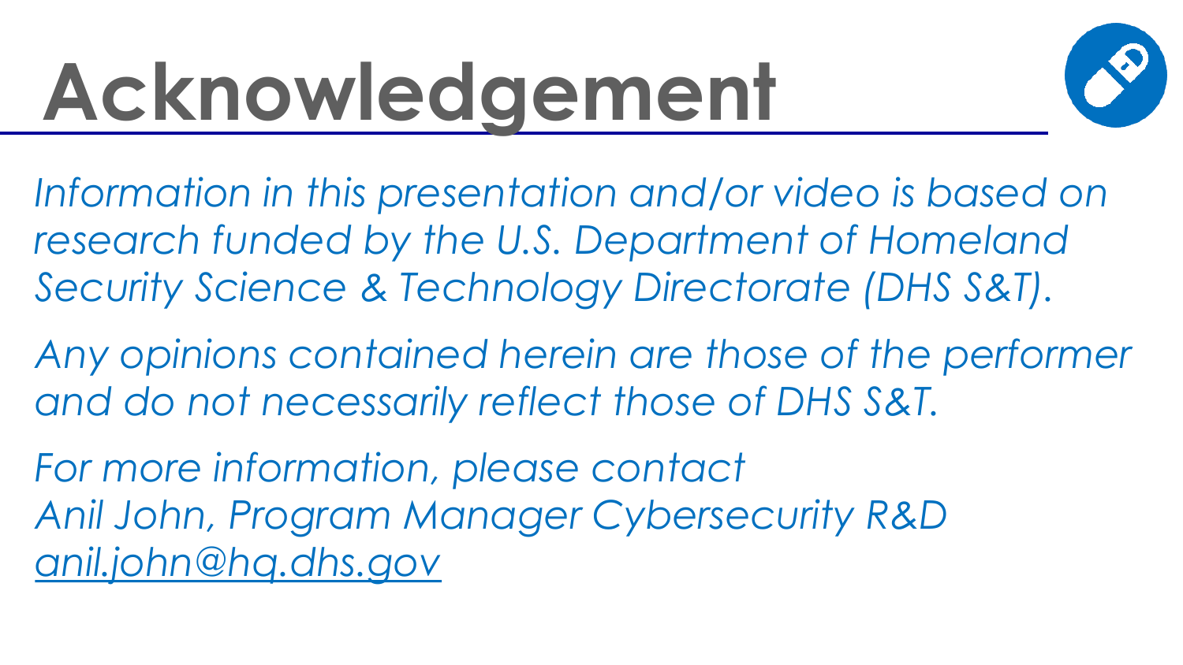# Acknowledgement

*Information in this presentation and/or video is based on research funded by the U.S. Department of Homeland Security Science & Technology Directorate (DHS S&T).*

*Any opinions contained herein are those of the performer and do not necessarily reflect those of DHS S&T.*

*For more information, please contact*
*Anil John, Program Manager Cybersecurity R&D*
*anil.john@hq.dhs.gov*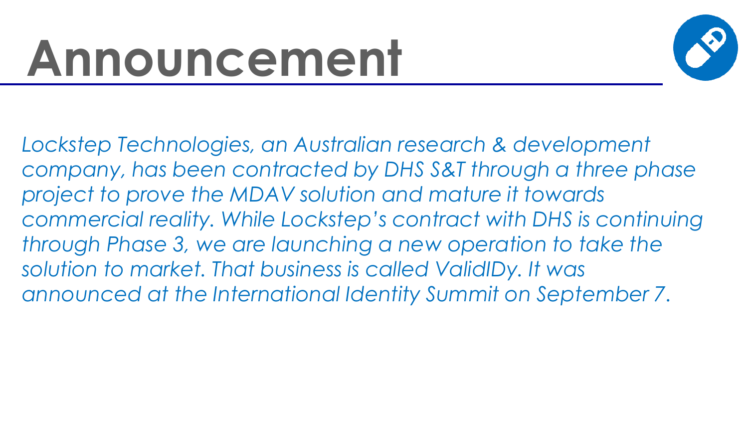# Announcement

*Lockstep Technologies, an Australian research & development company, has been contracted by DHS S&T through a three phase project to prove the MDAV solution and mature it towards commercial reality. While Lockstep's contract with DHS is continuing through Phase 3, we are launching a new operation to take the solution to market. That business is called ValidIDy. It was announced at the International Identity Summit on September 7.*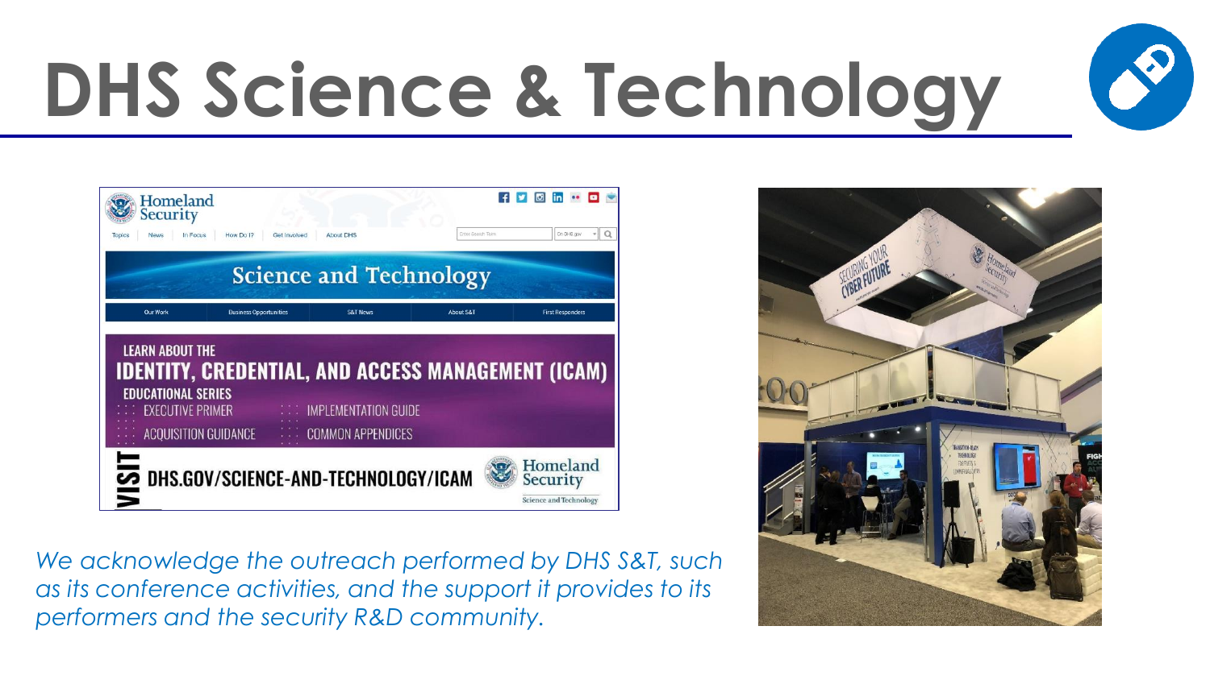# DHS Science & Technology

*We acknowledge the outreach performed by DHS S&T, such as its conference activities, and the support it provides to its performers and the security R&D community.*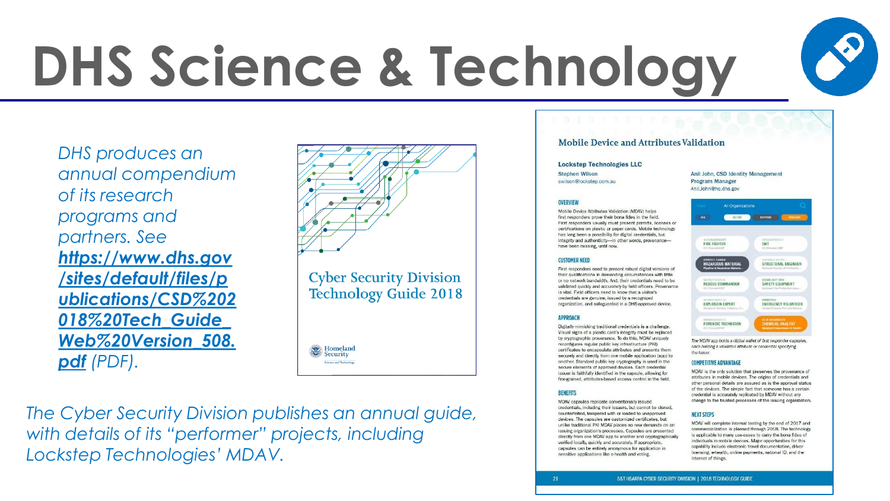# DHS Science & Technology

*DHS produces an annual compendium of its research programs and partners. See **https://www.dhs.gov/sites/default/files/publications/CSD%202018%20Tech_Guide_Web%20Version_508.pdf** (PDF).*

Cyber Security Division Technology Guide 2018

Homeland Security

Science and Technology

## Mobile Device and Attributes Validation

**Lockstep Technologies LLC**

Stephen Wilson
swilson@lockstep.com.au

Anil John, CSD Identity Management Program Manager
Anil.John@hq.dhs.gov

### OVERVIEW

Mobile Device Attributes Validation (MDAV) helps first responders prove their bona fides in the field. First responders usually must present permits, licenses or certifications on plastic or paper cards. Mobile technology has long been a possibility for digital credentials, but integrity and authenticity—in other words, provenance—have been missing, until now.

### CUSTOMER NEED

First responders need to present robust digital versions of their qualifications in demanding circumstances with little or no network bandwidth. And, their credentials need to be validated quickly and accurately by field officers. Provenance is vital. Field officers need to know that a visitor's credentials are genuine, issued by a recognized organization, and safeguarded in a DHS-approved device.

### APPROACH

Digitally mimicking traditional credentials is a challenge. Visual signs of a plastic card's integrity must be replaced by cryptographic provenance. To do this, MDAV uniquely reconfigures regular public key infrastructure (PKI) certificates to encapsulate attributes and presents them securely and directly from one mobile application (app) to another. Standard public key cryptography is used in the secure elements of approved devices. Each credential issuer is faithfully identified in the capsule, allowing for fine-grained, attributes-based access control in the field.

### BENEFITS

MDAV capsules replicate conventionally issued credentials, including their issuers, but cannot be cloned, counterfeited, tampered with or loaded to unapproved devices. The capsules are customized certificates, but unlike traditional PKI MDAV places no new demands on an issuing organization's processes. Capsules are presented directly from one MDAV app to another and cryptographically verified locally, quickly and accurately. If appropriate, capsules can be entirely anonymous for application in sensitive applications like e-health and voting.

*The MDAV app holds a digital wallet of first responder capsules, each holding a validated attribute or credential specifying the issuer.*

### COMPETITIVE ADVANTAGE

MDAV is the only solution that preserves the provenance of attributes in mobile devices. The origins of credentials and other personal details are assured as is the approval status of the devices. The simple fact that someone has a certain credential is accurately replicated by MDAV without any change to the trusted processes of the issuing organization.

### NEXT STEPS

MDAV will complete internal testing by the end of 2017 and commercialization is planned through 2018. The technology is applicable to many use-cases to carry the bona fides of individuals in mobile devices. Major opportunities for this capability include electronic travel documentation, driver licensing, e-health, online payments, national ID, and the internet of things.

*The Cyber Security Division publishes an annual guide, with details of its "performer" projects, including Lockstep Technologies' MDAV.*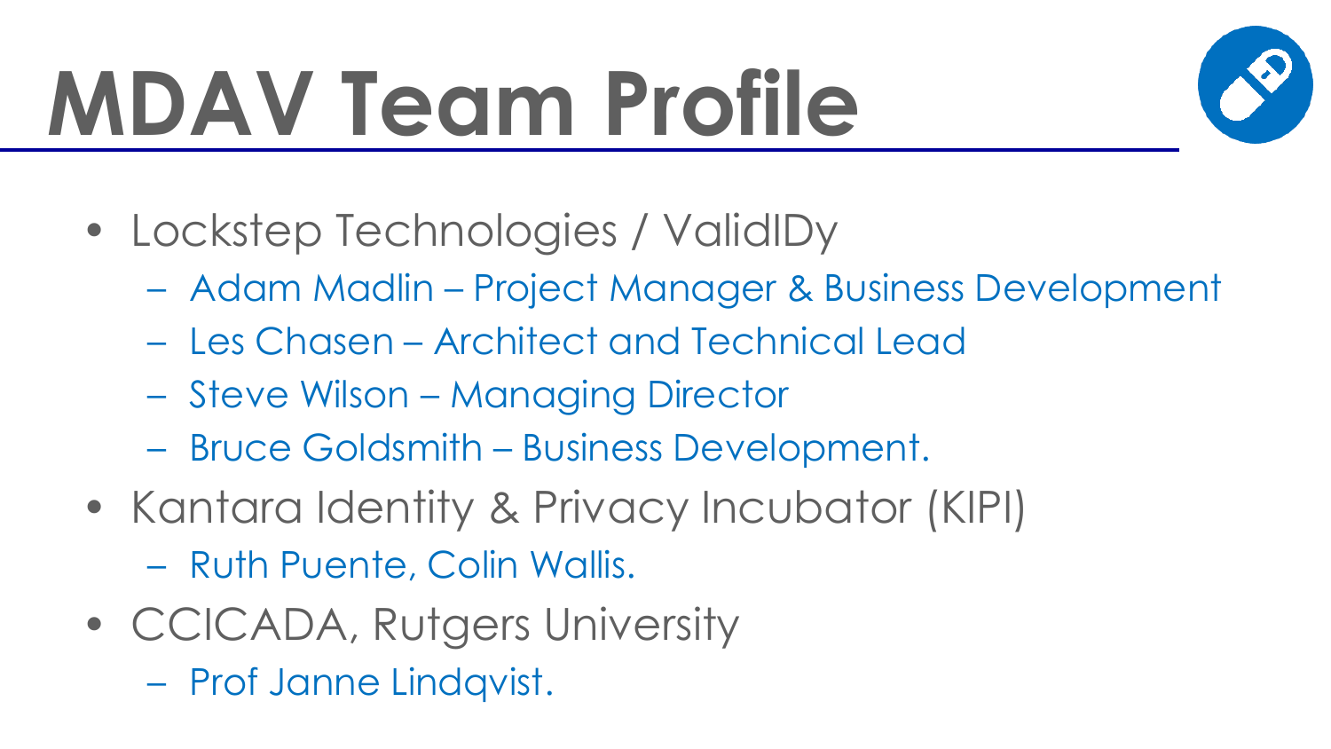# MDAV Team Profile

- Lockstep Technologies / ValidIDy
  - Adam Madlin – Project Manager & Business Development
  - Les Chasen – Architect and Technical Lead
  - Steve Wilson – Managing Director
  - Bruce Goldsmith – Business Development.
- Kantara Identity & Privacy Incubator (KIPI)
  - Ruth Puente, Colin Wallis.
- CCICADA, Rutgers University
  - Prof Janne Lindqvist.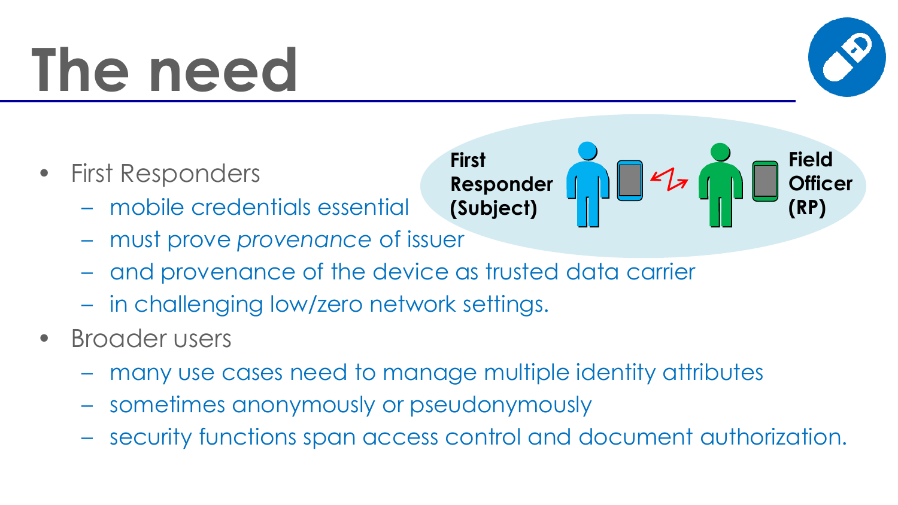# The need

First Responder (Subject) — Field Officer (RP)

- First Responders
  - mobile credentials essential
  - must prove *provenance* of issuer
  - and provenance of the device as trusted data carrier
  - in challenging low/zero network settings.
- Broader users
  - many use cases need to manage multiple identity attributes
  - sometimes anonymously or pseudonymously
  - security functions span access control and document authorization.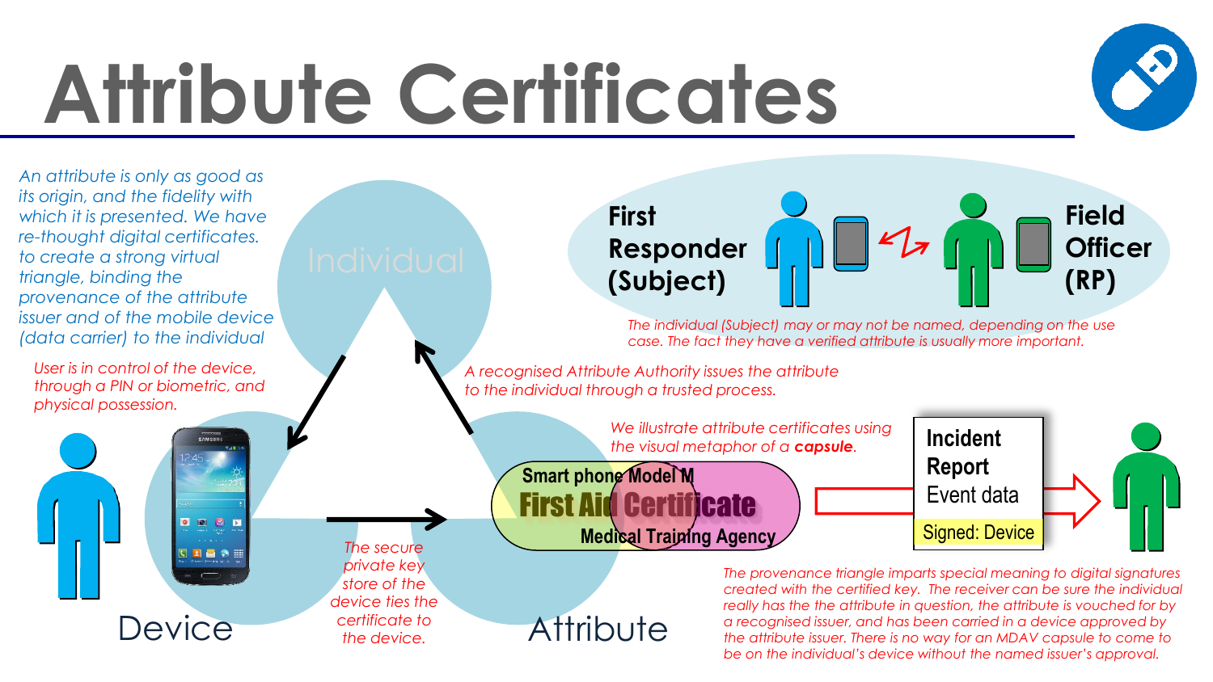# Attribute Certificates

*An attribute is only as good as its origin, and the fidelity with which it is presented. We have re-thought digital certificates. to create a strong virtual triangle, binding the provenance of the attribute issuer and of the mobile device (data carrier) to the individual*

*User is in control of the device, through a PIN or biometric, and physical possession.*

Individual

Device

Attribute

*The secure private key store of the device ties the certificate to the device.*

*A recognised Attribute Authority issues the attribute to the individual through a trusted process.*

**First Responder (Subject)**

**Field Officer (RP)**

*The individual (Subject) may or may not be named, depending on the use case. The fact they have a verified attribute is usually more important.*

*We illustrate attribute certificates using the visual metaphor of a* ***capsule****.*

**Smart phone Model M**

**First Aid Certificate**

**Medical Training Agency**

**Incident Report**

Event data

Signed: Device

*The provenance triangle imparts special meaning to digital signatures created with the certified key. The receiver can be sure the individual really has the the attribute in question, the attribute is vouched for by a recognised issuer, and has been carried in a device approved by the attribute issuer. There is no way for an MDAV capsule to come to be on the individual's device without the named issuer's approval.*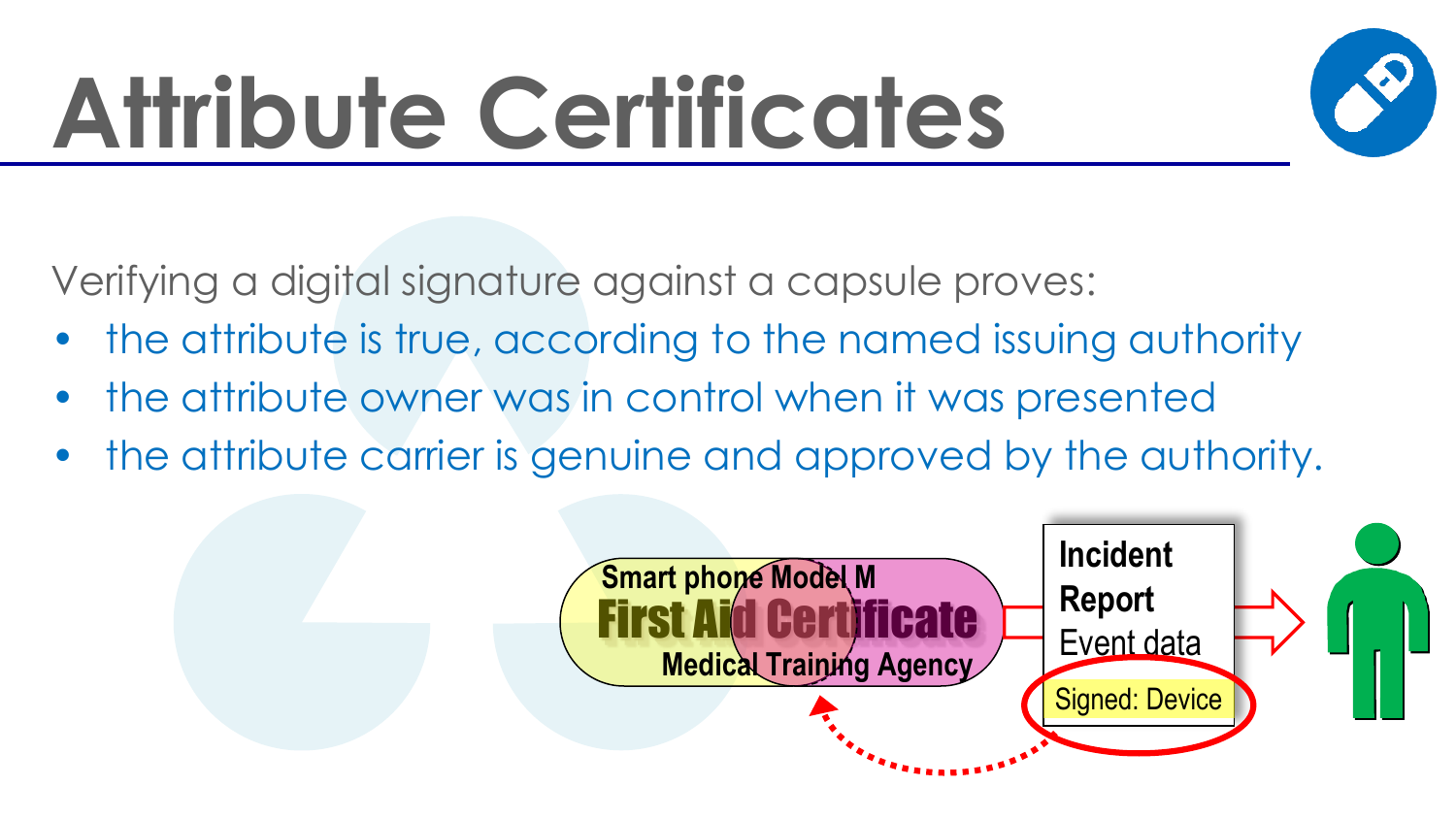# Attribute Certificates

Verifying a digital signature against a capsule proves:

- the attribute is true, according to the named issuing authority
- the attribute owner was in control when it was presented
- the attribute carrier is genuine and approved by the authority.

Smart phone Model M

First Aid Certificate

Medical Training Agency

Incident Report

Event data

Signed: Device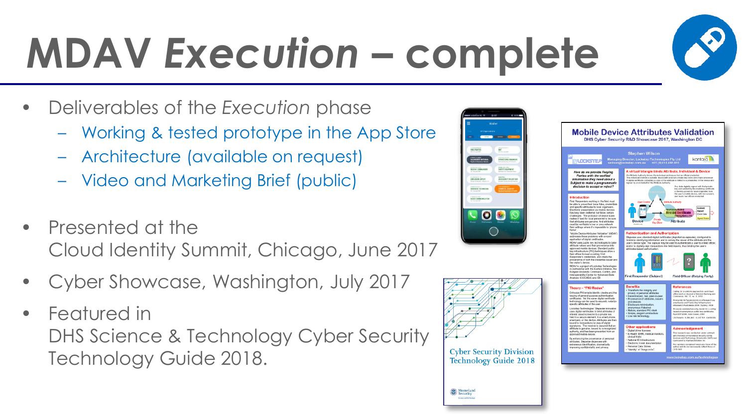# MDAV *Execution* – complete

- Deliverables of the *Execution* phase
  - Working & tested prototype in the App Store
  - Architecture (available on request)
  - Video and Marketing Brief (public)
- Presented at the Cloud Identity Summit, Chicago, June 2017
- Cyber Showcase, Washington, July 2017
- Featured in DHS Science & Technology Cyber Security Technology Guide 2018.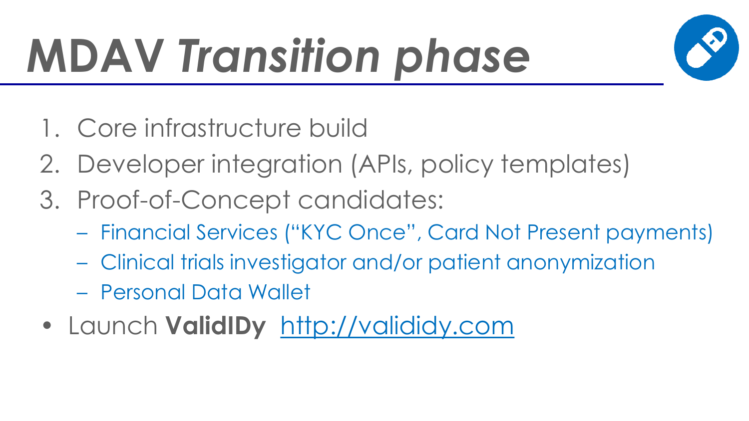# MDAV *Transition phase*

1. Core infrastructure build
2. Developer integration (APIs, policy templates)
3. Proof-of-Concept candidates:
   - Financial Services ("KYC Once", Card Not Present payments)
   - Clinical trials investigator and/or patient anonymization
   - Personal Data Wallet

- Launch **ValidIDy** http://valididy.com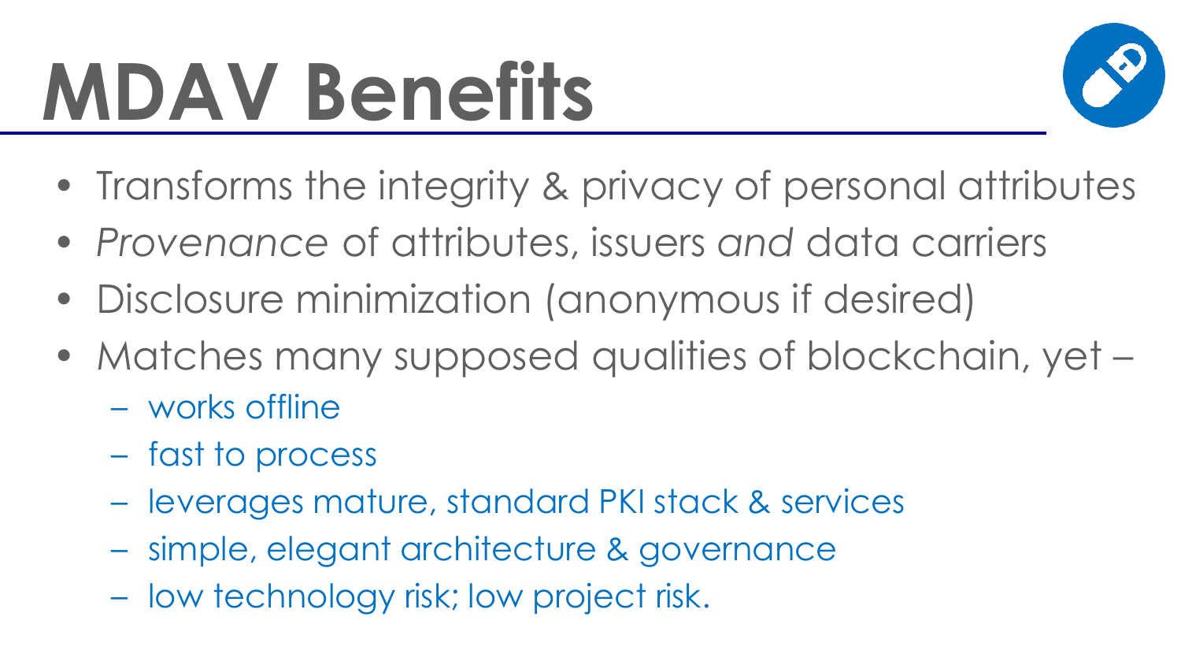# MDAV Benefits

- Transforms the integrity & privacy of personal attributes
- *Provenance* of attributes, issuers *and* data carriers
- Disclosure minimization (anonymous if desired)
- Matches many supposed qualities of blockchain, yet –
  - works offline
  - fast to process
  - leverages mature, standard PKI stack & services
  - simple, elegant architecture & governance
  - low technology risk; low project risk.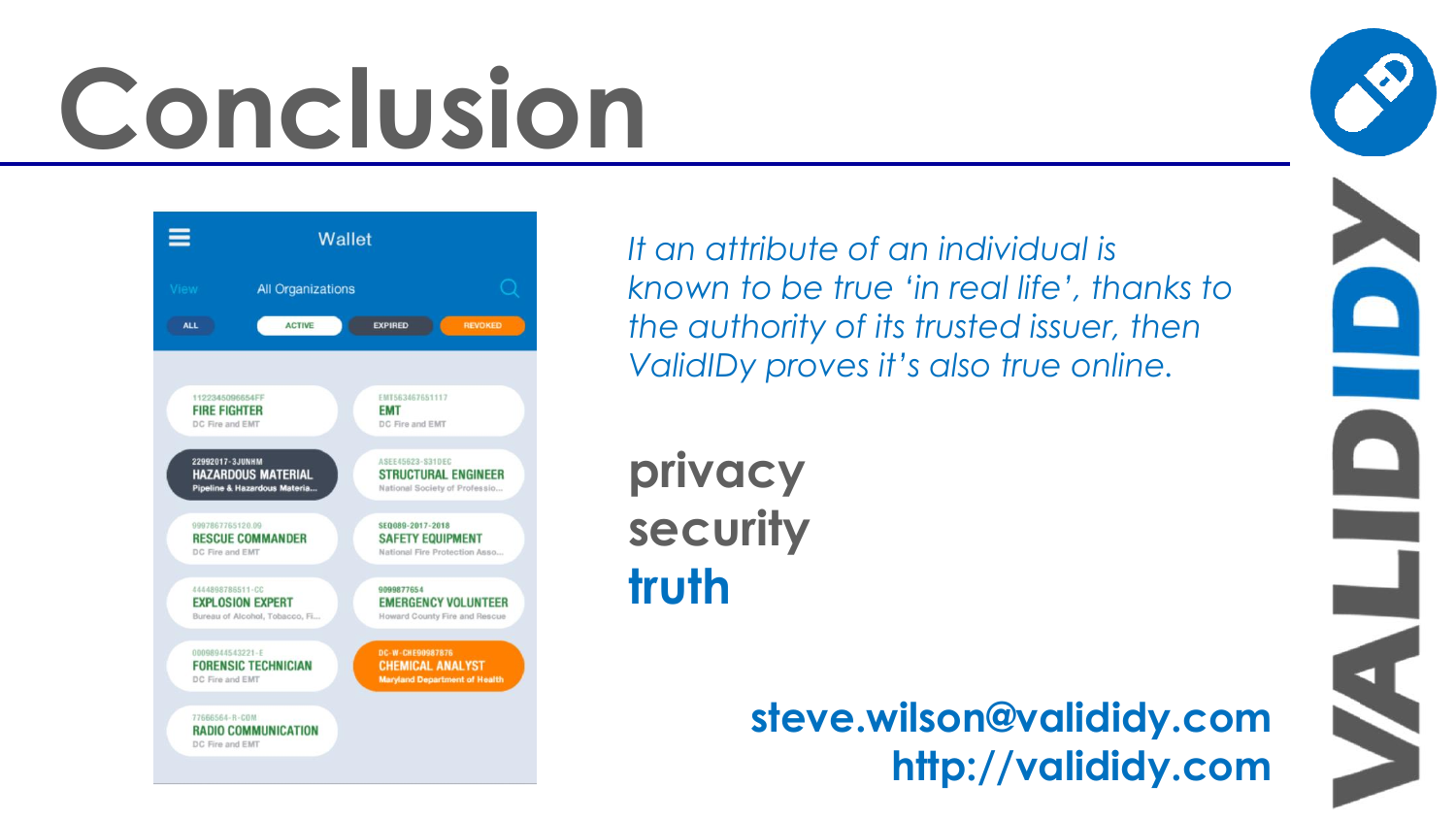# Conclusion

*It an attribute of an individual is known to be true 'in real life', thanks to the authority of its trusted issuer, then ValidIDy proves it's also true online.*

**privacy**
**security**
**truth**

**steve.wilson@valididy.com**
**http://valididy.com**